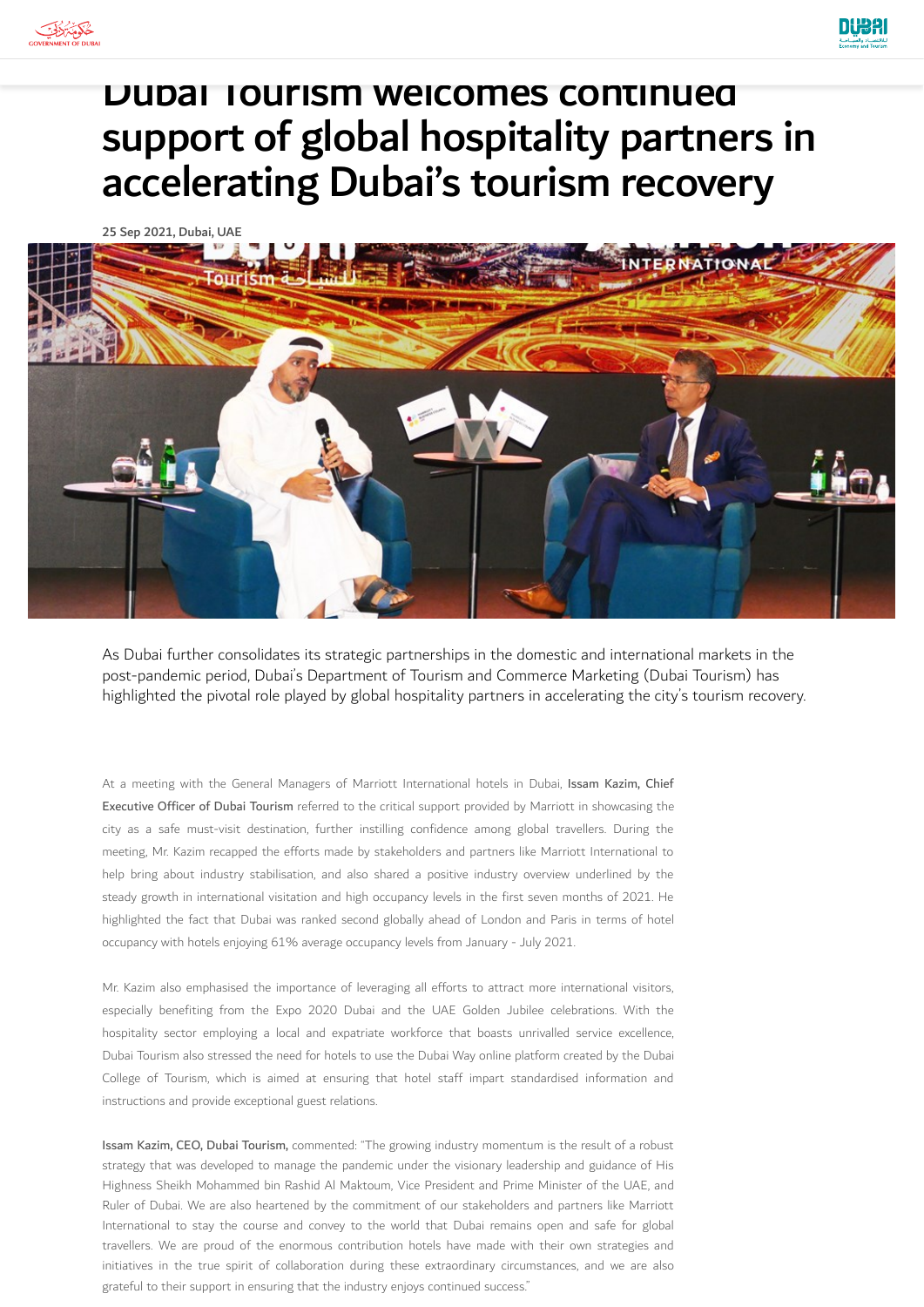# Dubai Tourism welcomes continued support of global hospitality partners in accelerating Dubai's tourism recovery

25 Sep 2021, Dubai, UAE

As Dubai further consolidates its strategic partnerships in the domestic and international markets in the post-pandemic period, Dubai's Department of Tourism and Commerce Marketing (Dubai Tourism) has highlighted the pivotal role played by global hospitality partners in accelerating the city's tourism recovery.

At a meeting with the General Managers of Marriott International hotels in Dubai, Issam Kazim, Chief Executive Officer of Dubai Tourism referred to the critical support provided by Marriott in showcasing the city as a safe must-visit destination, further instilling confidence among global travellers. During the meeting, Mr. Kazim recapped the efforts made by stakeholders and partners like Marriott International to help bring about industry stabilisation, and also shared a positive industry overview underlined by the steady growth in international visitation and high occupancy levels in the first seven months of 2021. He highlighted the fact that Dubai was ranked second globally ahead of London and Paris in terms of hotel occupancy with hotels enjoying 61% average occupancy levels from January - July 2021.

Mr. Kazim also emphasised the importance of leveraging all efforts to attract more international visitors, especially benefiting from the Expo 2020 Dubai and the UAE Golden Jubilee celebrations. With the hospitality sector employing a local and expatriate workforce that boasts unrivalled service excellence, Dubai Tourism also stressed the need for hotels to use the Dubai Way online platform created by the Dubai College of Tourism, which is aimed at ensuring that hotel staff impart standardised information and instructions and provide exceptional guest relations.

Issam Kazim, CEO, Dubai Tourism, commented: "The growing industry momentum is the result of a robust strategy that was developed to manage the pandemic under the visionary leadership and guidance of His Highness Sheikh Mohammed bin Rashid Al Maktoum, Vice President and Prime Minister of the UAE, and Ruler of Dubai. We are also heartened by the commitment of our stakeholders and partners like Marriott International to stay the course and convey to the world that Dubai remains open and safe for global travellers. We are proud of the enormous contribution hotels have made with their own strategies and initiatives in the true spirit of collaboration during these extraordinary circumstances, and we are also grateful to their support in ensuring that the industry enjoys continued success."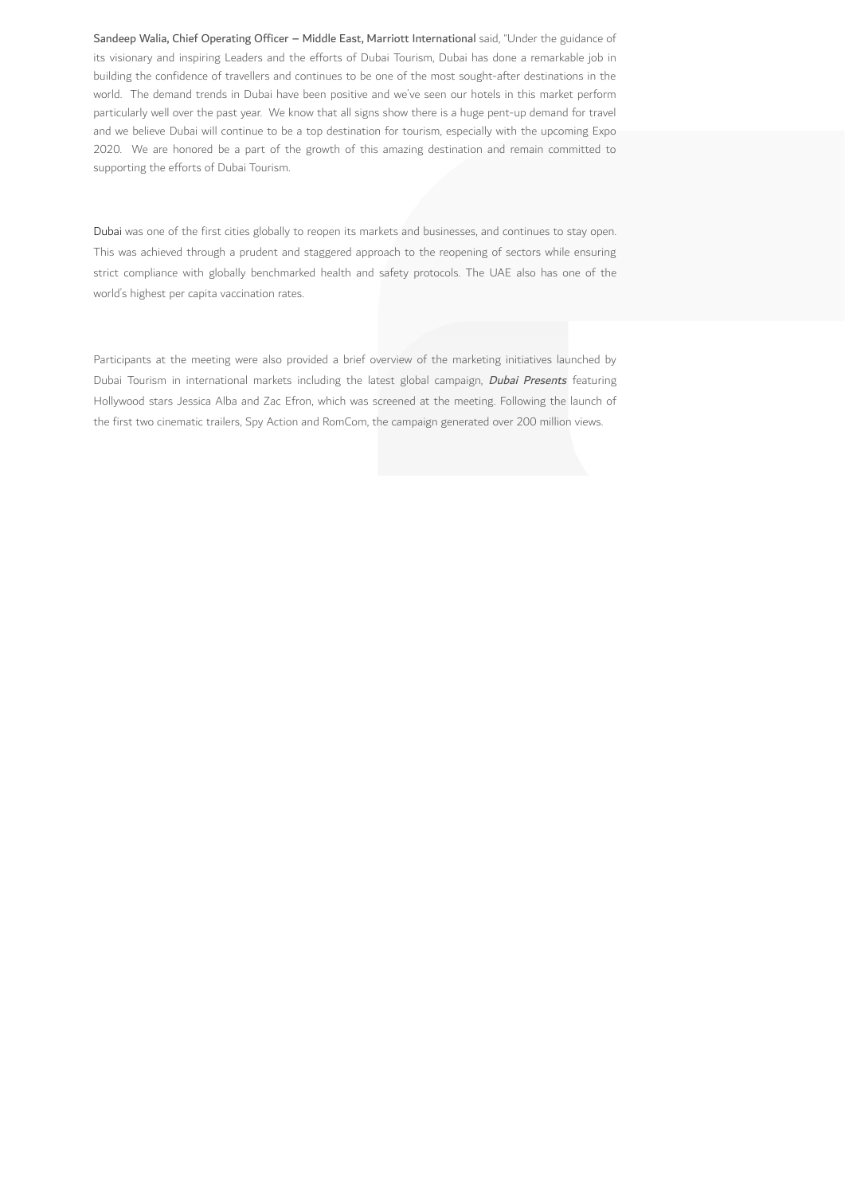Sandeep Walia, Chief Operating Officer – Middle East, Marriott International said, "Under the guidance of its visionary and inspiring Leaders and the efforts of Dubai Tourism, Dubai has done a remarkable job in building the confidence of travellers and continues to be one of the most sought-after destinations in the world. The demand trends in Dubai have been positive and we've seen our hotels in this market perform particularly well over the past year. We know that all signs show there is a huge pent-up demand for travel and we believe Dubai will continue to be a top destination for tourism, especially with the upcoming Expo 2020. We are honored be a part of the growth of this amazing destination and remain committed to supporting the efforts of Dubai Tourism.

Dubai was one of the first cities globally to reopen its markets and businesses, and continues to stay open. This was achieved through a prudent and staggered approach to the reopening of sectors while ensuring strict compliance with globally benchmarked health and safety protocols. The UAE also has one of the world's highest per capita vaccination rates.

Participants at the meeting were also provided a brief overview of the marketing initiatives launched by Dubai Tourism in international markets including the latest global campaign, ***Dubai Presents*** featuring Hollywood stars Jessica Alba and Zac Efron, which was screened at the meeting. Following the launch of the first two cinematic trailers, Spy Action and RomCom, the campaign generated over 200 million views.